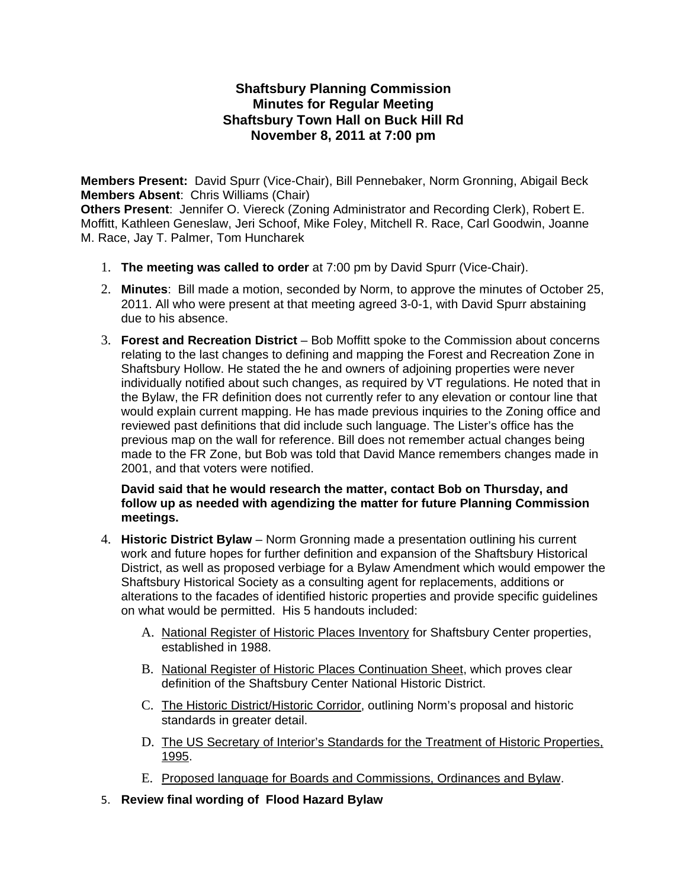# Shaftsbury Planning Commission
# Minutes for Regular Meeting
# Shaftsbury Town Hall on Buck Hill Rd
# November 8, 2011 at 7:00 pm

**Members Present:** David Spurr (Vice-Chair), Bill Pennebaker, Norm Gronning, Abigail Beck
**Members Absent**: Chris Williams (Chair)
**Others Present**: Jennifer O. Viereck (Zoning Administrator and Recording Clerk), Robert E. Moffitt, Kathleen Geneslaw, Jeri Schoof, Mike Foley, Mitchell R. Race, Carl Goodwin, Joanne M. Race, Jay T. Palmer, Tom Huncharek

1. **The meeting was called to order** at 7:00 pm by David Spurr (Vice-Chair).

2. **Minutes**: Bill made a motion, seconded by Norm, to approve the minutes of October 25, 2011. All who were present at that meeting agreed 3-0-1, with David Spurr abstaining due to his absence.

3. **Forest and Recreation District** – Bob Moffitt spoke to the Commission about concerns relating to the last changes to defining and mapping the Forest and Recreation Zone in Shaftsbury Hollow. He stated the he and owners of adjoining properties were never individually notified about such changes, as required by VT regulations. He noted that in the Bylaw, the FR definition does not currently refer to any elevation or contour line that would explain current mapping. He has made previous inquiries to the Zoning office and reviewed past definitions that did include such language. The Lister's office has the previous map on the wall for reference. Bill does not remember actual changes being made to the FR Zone, but Bob was told that David Mance remembers changes made in 2001, and that voters were notified.

   **David said that he would research the matter, contact Bob on Thursday, and follow up as needed with agendizing the matter for future Planning Commission meetings.**

4. **Historic District Bylaw** – Norm Gronning made a presentation outlining his current work and future hopes for further definition and expansion of the Shaftsbury Historical District, as well as proposed verbiage for a Bylaw Amendment which would empower the Shaftsbury Historical Society as a consulting agent for replacements, additions or alterations to the facades of identified historic properties and provide specific guidelines on what would be permitted. His 5 handouts included:

   A. National Register of Historic Places Inventory for Shaftsbury Center properties, established in 1988.

   B. National Register of Historic Places Continuation Sheet, which proves clear definition of the Shaftsbury Center National Historic District.

   C. The Historic District/Historic Corridor, outlining Norm's proposal and historic standards in greater detail.

   D. The US Secretary of Interior's Standards for the Treatment of Historic Properties, 1995.

   E. Proposed language for Boards and Commissions, Ordinances and Bylaw.

5. **Review final wording of Flood Hazard Bylaw**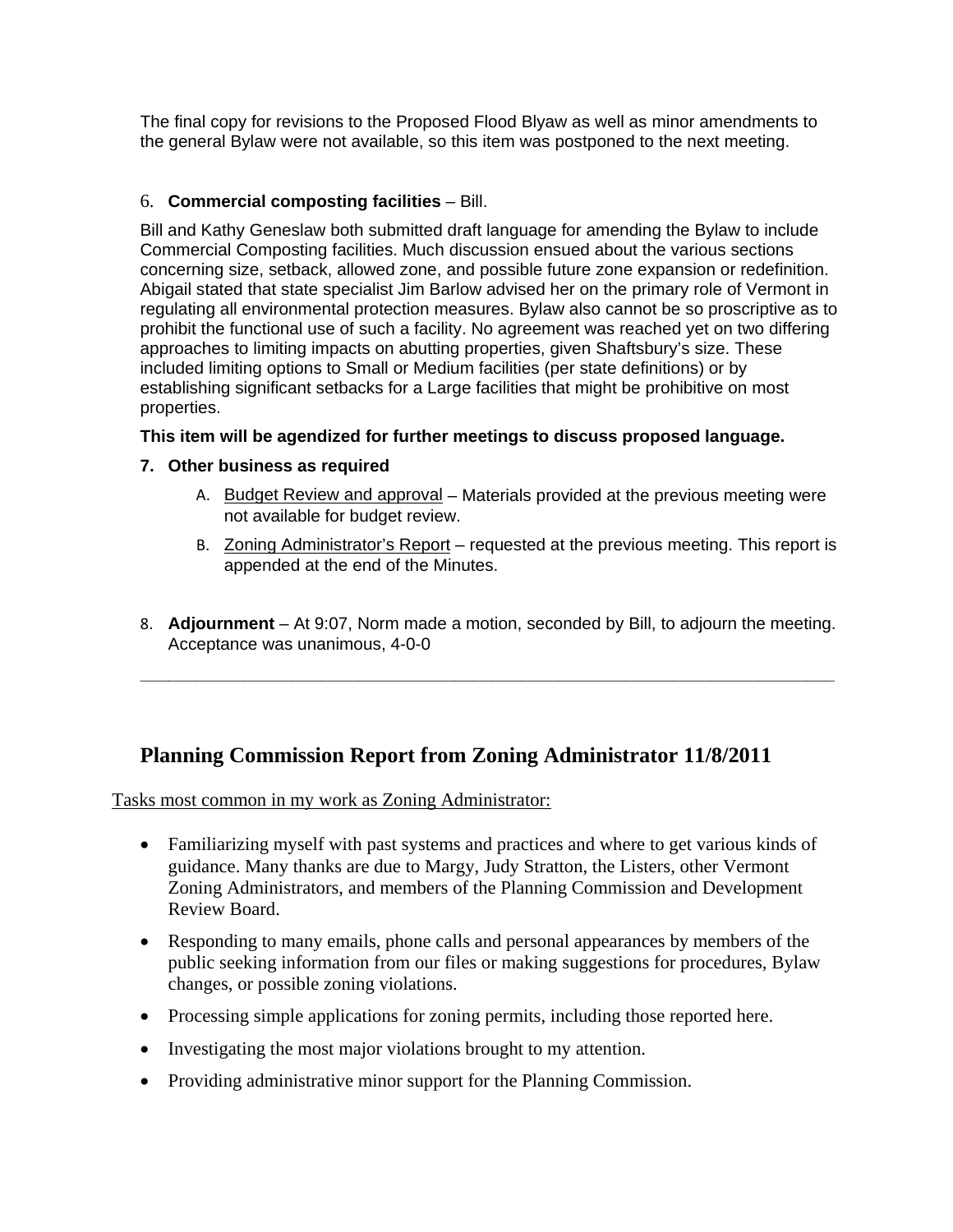The final copy for revisions to the Proposed Flood Blyaw as well as minor amendments to the general Bylaw were not available, so this item was postponed to the next meeting.

6. **Commercial composting facilities** – Bill.

Bill and Kathy Geneslaw both submitted draft language for amending the Bylaw to include Commercial Composting facilities. Much discussion ensued about the various sections concerning size, setback, allowed zone, and possible future zone expansion or redefinition. Abigail stated that state specialist Jim Barlow advised her on the primary role of Vermont in regulating all environmental protection measures. Bylaw also cannot be so proscriptive as to prohibit the functional use of such a facility. No agreement was reached yet on two differing approaches to limiting impacts on abutting properties, given Shaftsbury's size. These included limiting options to Small or Medium facilities (per state definitions) or by establishing significant setbacks for a Large facilities that might be prohibitive on most properties.

**This item will be agendized for further meetings to discuss proposed language.**

7. **Other business as required**
   A. Budget Review and approval – Materials provided at the previous meeting were not available for budget review.
   B. Zoning Administrator's Report – requested at the previous meeting. This report is appended at the end of the Minutes.

8. **Adjournment** – At 9:07, Norm made a motion, seconded by Bill, to adjourn the meeting. Acceptance was unanimous, 4-0-0

---

## Planning Commission Report from Zoning Administrator 11/8/2011

Tasks most common in my work as Zoning Administrator:

- Familiarizing myself with past systems and practices and where to get various kinds of guidance. Many thanks are due to Margy, Judy Stratton, the Listers, other Vermont Zoning Administrators, and members of the Planning Commission and Development Review Board.
- Responding to many emails, phone calls and personal appearances by members of the public seeking information from our files or making suggestions for procedures, Bylaw changes, or possible zoning violations.
- Processing simple applications for zoning permits, including those reported here.
- Investigating the most major violations brought to my attention.
- Providing administrative minor support for the Planning Commission.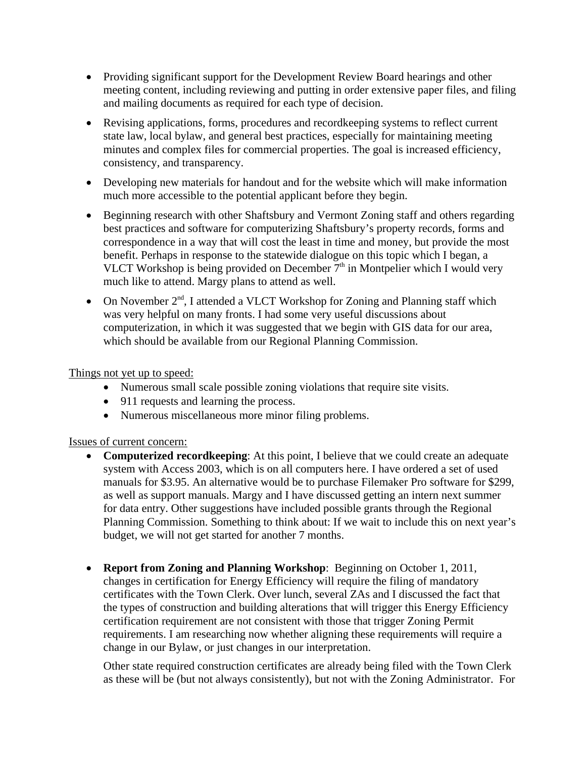- Providing significant support for the Development Review Board hearings and other meeting content, including reviewing and putting in order extensive paper files, and filing and mailing documents as required for each type of decision.
- Revising applications, forms, procedures and recordkeeping systems to reflect current state law, local bylaw, and general best practices, especially for maintaining meeting minutes and complex files for commercial properties. The goal is increased efficiency, consistency, and transparency.
- Developing new materials for handout and for the website which will make information much more accessible to the potential applicant before they begin.
- Beginning research with other Shaftsbury and Vermont Zoning staff and others regarding best practices and software for computerizing Shaftsbury's property records, forms and correspondence in a way that will cost the least in time and money, but provide the most benefit. Perhaps in response to the statewide dialogue on this topic which I began, a VLCT Workshop is being provided on December 7th in Montpelier which I would very much like to attend. Margy plans to attend as well.
- On November 2nd, I attended a VLCT Workshop for Zoning and Planning staff which was very helpful on many fronts. I had some very useful discussions about computerization, in which it was suggested that we begin with GIS data for our area, which should be available from our Regional Planning Commission.

Things not yet up to speed:

- Numerous small scale possible zoning violations that require site visits.
- 911 requests and learning the process.
- Numerous miscellaneous more minor filing problems.

Issues of current concern:

- **Computerized recordkeeping**: At this point, I believe that we could create an adequate system with Access 2003, which is on all computers here. I have ordered a set of used manuals for $3.95. An alternative would be to purchase Filemaker Pro software for $299, as well as support manuals. Margy and I have discussed getting an intern next summer for data entry. Other suggestions have included possible grants through the Regional Planning Commission. Something to think about: If we wait to include this on next year's budget, we will not get started for another 7 months.

- **Report from Zoning and Planning Workshop**: Beginning on October 1, 2011, changes in certification for Energy Efficiency will require the filing of mandatory certificates with the Town Clerk. Over lunch, several ZAs and I discussed the fact that the types of construction and building alterations that will trigger this Energy Efficiency certification requirement are not consistent with those that trigger Zoning Permit requirements. I am researching now whether aligning these requirements will require a change in our Bylaw, or just changes in our interpretation.

  Other state required construction certificates are already being filed with the Town Clerk as these will be (but not always consistently), but not with the Zoning Administrator. For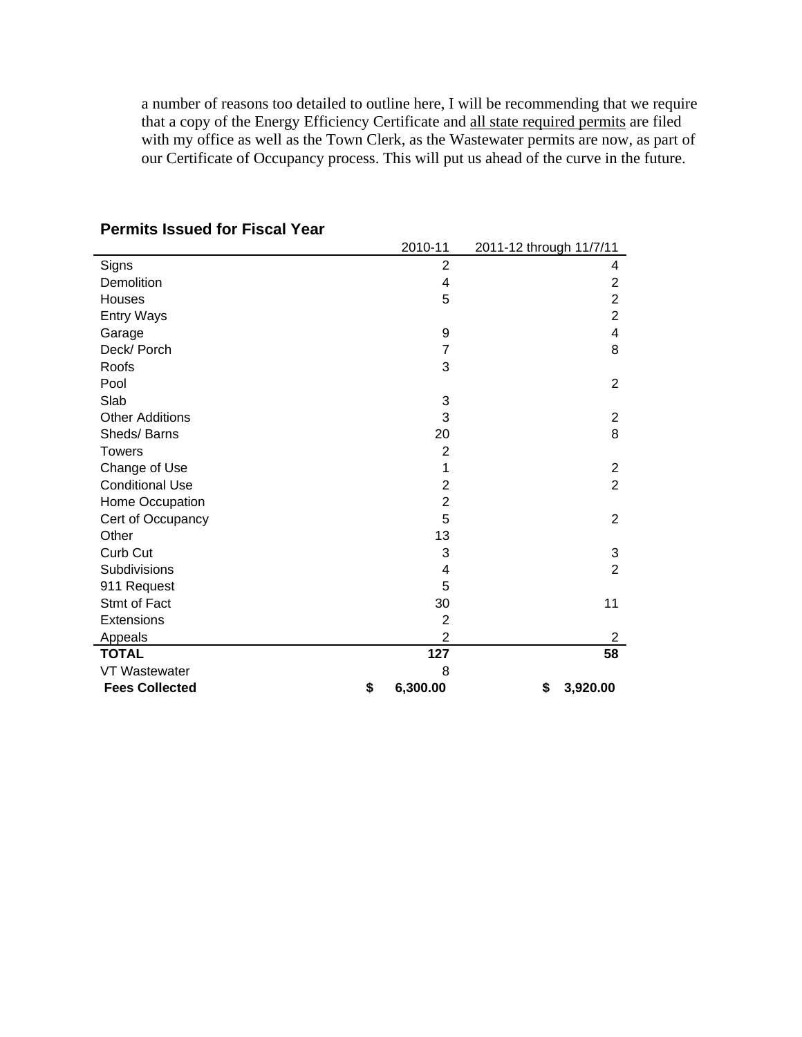a number of reasons too detailed to outline here, I will be recommending that we require that a copy of the Energy Efficiency Certificate and all state required permits are filed with my office as well as the Town Clerk, as the Wastewater permits are now, as part of our Certificate of Occupancy process. This will put us ahead of the curve in the future.

**Permits Issued for Fiscal Year**

| | 2010-11 | 2011-12 through 11/7/11 |
|---|---|---|
| Signs | 2 | 4 |
| Demolition | 4 | 2 |
| Houses | 5 | 2 |
| Entry Ways | | 2 |
| Garage | 9 | 4 |
| Deck/ Porch | 7 | 8 |
| Roofs | 3 | |
| Pool | | 2 |
| Slab | 3 | |
| Other Additions | 3 | 2 |
| Sheds/ Barns | 20 | 8 |
| Towers | 2 | |
| Change of Use | 1 | 2 |
| Conditional Use | 2 | 2 |
| Home Occupation | 2 | |
| Cert of Occupancy | 5 | 2 |
| Other | 13 | |
| Curb Cut | 3 | 3 |
| Subdivisions | 4 | 2 |
| 911 Request | 5 | |
| Stmt of Fact | 30 | 11 |
| Extensions | 2 | |
| Appeals | 2 | 2 |
| **TOTAL** | **127** | **58** |
| VT Wastewater | 8 | |
| **Fees Collected** | **$ 6,300.00** | **$ 3,920.00** |